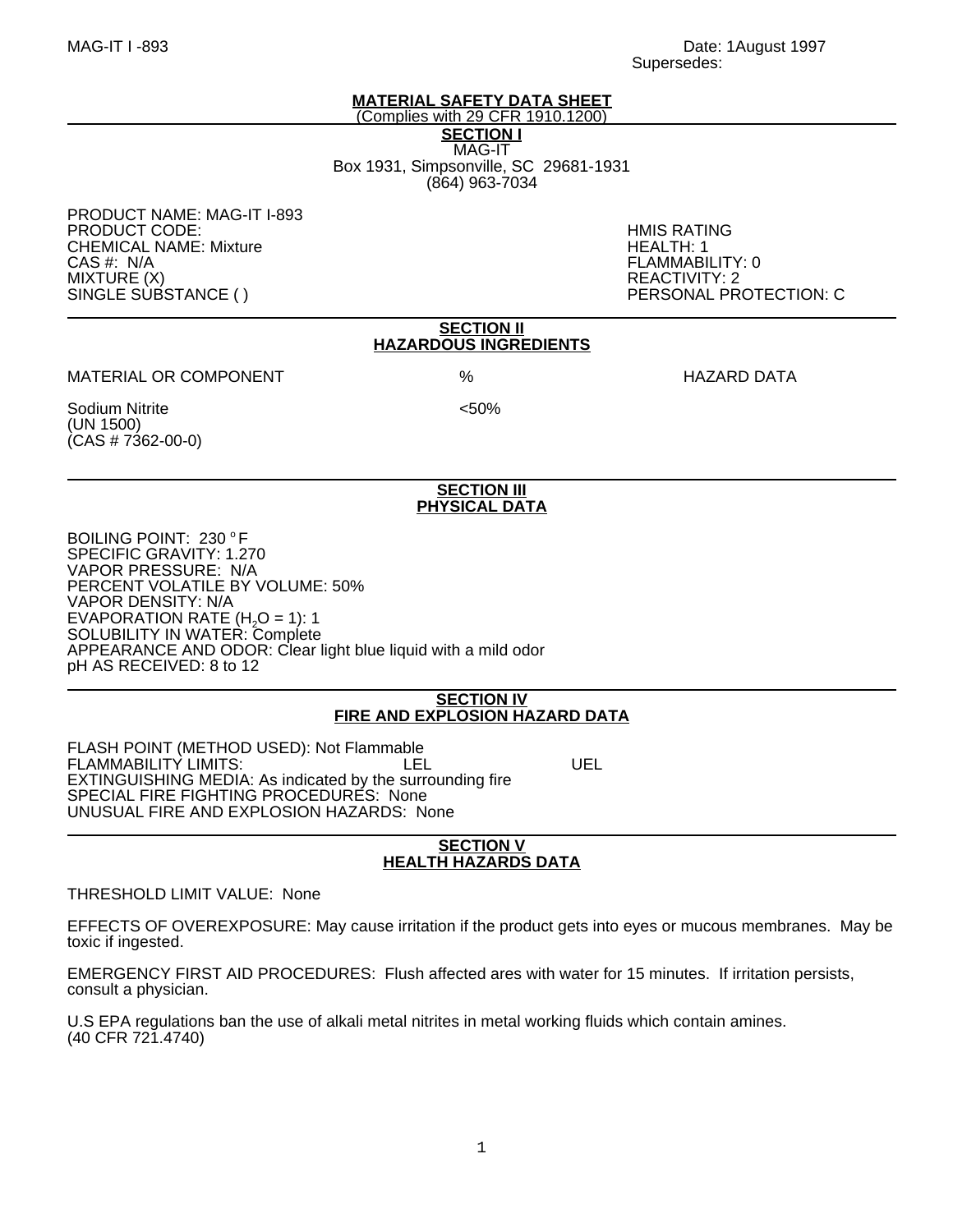MAG-IT I -893

Date: 1August 1997
Supersedes:

# MATERIAL SAFETY DATA SHEET

(Complies with 29 CFR 1910.1200)

## SECTION I

MAG-IT
Box 1931, Simpsonville, SC 29681-1931
(864) 963-7034

PRODUCT NAME: MAG-IT I-893
PRODUCT CODE:
CHEMICAL NAME: Mixture
CAS #: N/A
MIXTURE (X)
SINGLE SUBSTANCE ( )

HMIS RATING
HEALTH: 1
FLAMMABILITY: 0
REACTIVITY: 2
PERSONAL PROTECTION: C

## SECTION II
## HAZARDOUS INGREDIENTS

| MATERIAL OR COMPONENT | % | HAZARD DATA |
|---|---|---|
| Sodium Nitrite (UN 1500) (CAS # 7362-00-0) | <50% | |

## SECTION III
## PHYSICAL DATA

BOILING POINT: 230 °F
SPECIFIC GRAVITY: 1.270
VAPOR PRESSURE: N/A
PERCENT VOLATILE BY VOLUME: 50%
VAPOR DENSITY: N/A
EVAPORATION RATE ($H_2O$ = 1): 1
SOLUBILITY IN WATER: Complete
APPEARANCE AND ODOR: Clear light blue liquid with a mild odor
pH AS RECEIVED: 8 to 12

## SECTION IV
## FIRE AND EXPLOSION HAZARD DATA

FLASH POINT (METHOD USED): Not Flammable
FLAMMABILITY LIMITS: LEL UEL
EXTINGUISHING MEDIA: As indicated by the surrounding fire
SPECIAL FIRE FIGHTING PROCEDURES: None
UNUSUAL FIRE AND EXPLOSION HAZARDS: None

## SECTION V
## HEALTH HAZARDS DATA

THRESHOLD LIMIT VALUE: None

EFFECTS OF OVEREXPOSURE: May cause irritation if the product gets into eyes or mucous membranes. May be toxic if ingested.

EMERGENCY FIRST AID PROCEDURES: Flush affected ares with water for 15 minutes. If irritation persists, consult a physician.

U.S EPA regulations ban the use of alkali metal nitrites in metal working fluids which contain amines. (40 CFR 721.4740)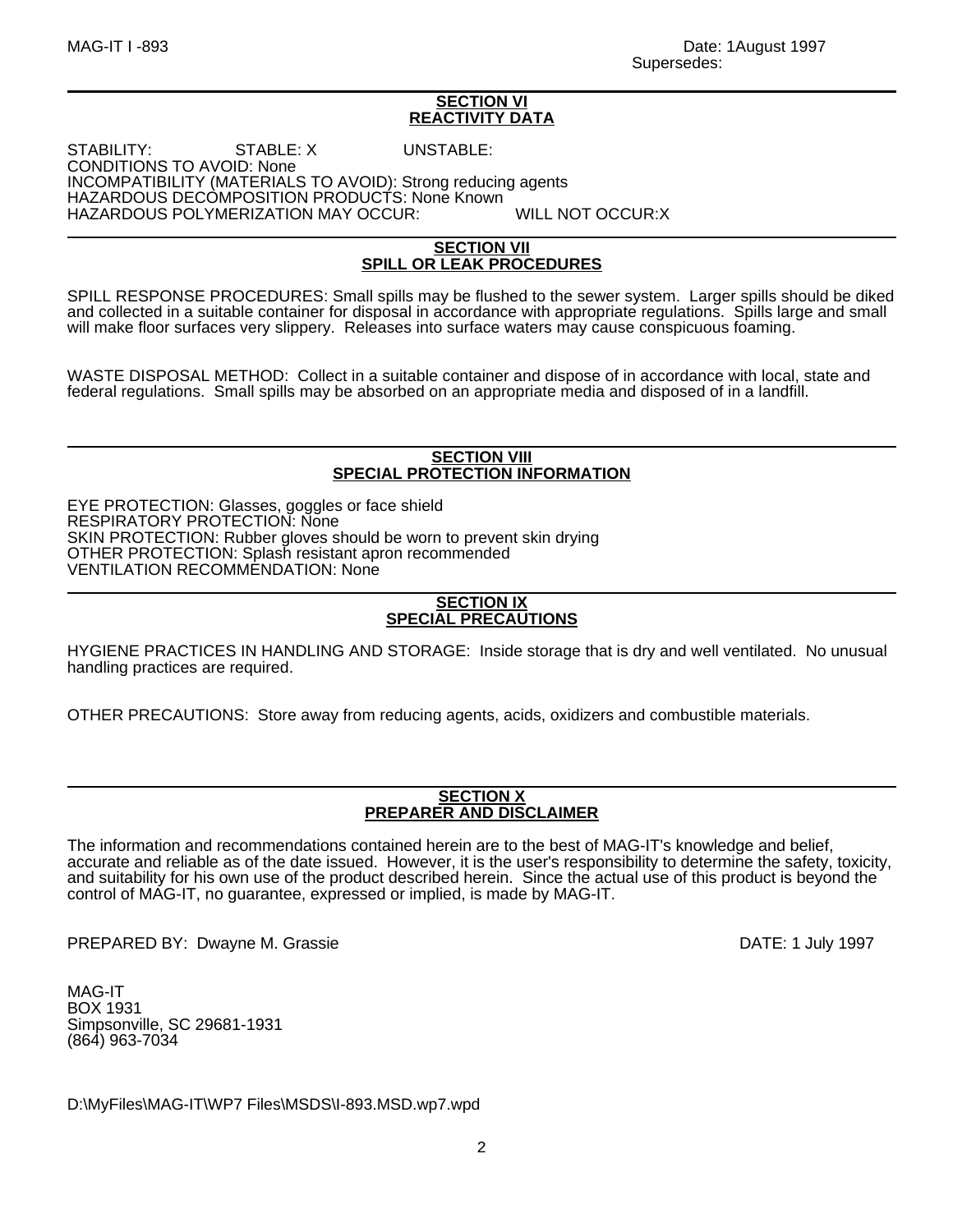## SECTION VI
## REACTIVITY DATA

STABILITY: STABLE: X UNSTABLE:
CONDITIONS TO AVOID: None
INCOMPATIBILITY (MATERIALS TO AVOID): Strong reducing agents
HAZARDOUS DECOMPOSITION PRODUCTS: None Known
HAZARDOUS POLYMERIZATION MAY OCCUR: WILL NOT OCCUR:X

## SECTION VII
## SPILL OR LEAK PROCEDURES

SPILL RESPONSE PROCEDURES: Small spills may be flushed to the sewer system. Larger spills should be diked and collected in a suitable container for disposal in accordance with appropriate regulations. Spills large and small will make floor surfaces very slippery. Releases into surface waters may cause conspicuous foaming.

WASTE DISPOSAL METHOD: Collect in a suitable container and dispose of in accordance with local, state and federal regulations. Small spills may be absorbed on an appropriate media and disposed of in a landfill.

## SECTION VIII
## SPECIAL PROTECTION INFORMATION

EYE PROTECTION: Glasses, goggles or face shield
RESPIRATORY PROTECTION: None
SKIN PROTECTION: Rubber gloves should be worn to prevent skin drying
OTHER PROTECTION: Splash resistant apron recommended
VENTILATION RECOMMENDATION: None

## SECTION IX
## SPECIAL PRECAUTIONS

HYGIENE PRACTICES IN HANDLING AND STORAGE: Inside storage that is dry and well ventilated. No unusual handling practices are required.

OTHER PRECAUTIONS: Store away from reducing agents, acids, oxidizers and combustible materials.

## SECTION X
## PREPARER AND DISCLAIMER

The information and recommendations contained herein are to the best of MAG-IT's knowledge and belief, accurate and reliable as of the date issued. However, it is the user's responsibility to determine the safety, toxicity, and suitability for his own use of the product described herein. Since the actual use of this product is beyond the control of MAG-IT, no guarantee, expressed or implied, is made by MAG-IT.

PREPARED BY: Dwayne M. Grassie DATE: 1 July 1997

MAG-IT
BOX 1931
Simpsonville, SC 29681-1931
(864) 963-7034

D:\MyFiles\MAG-IT\WP7 Files\MSDS\I-893.MSD.wp7.wpd